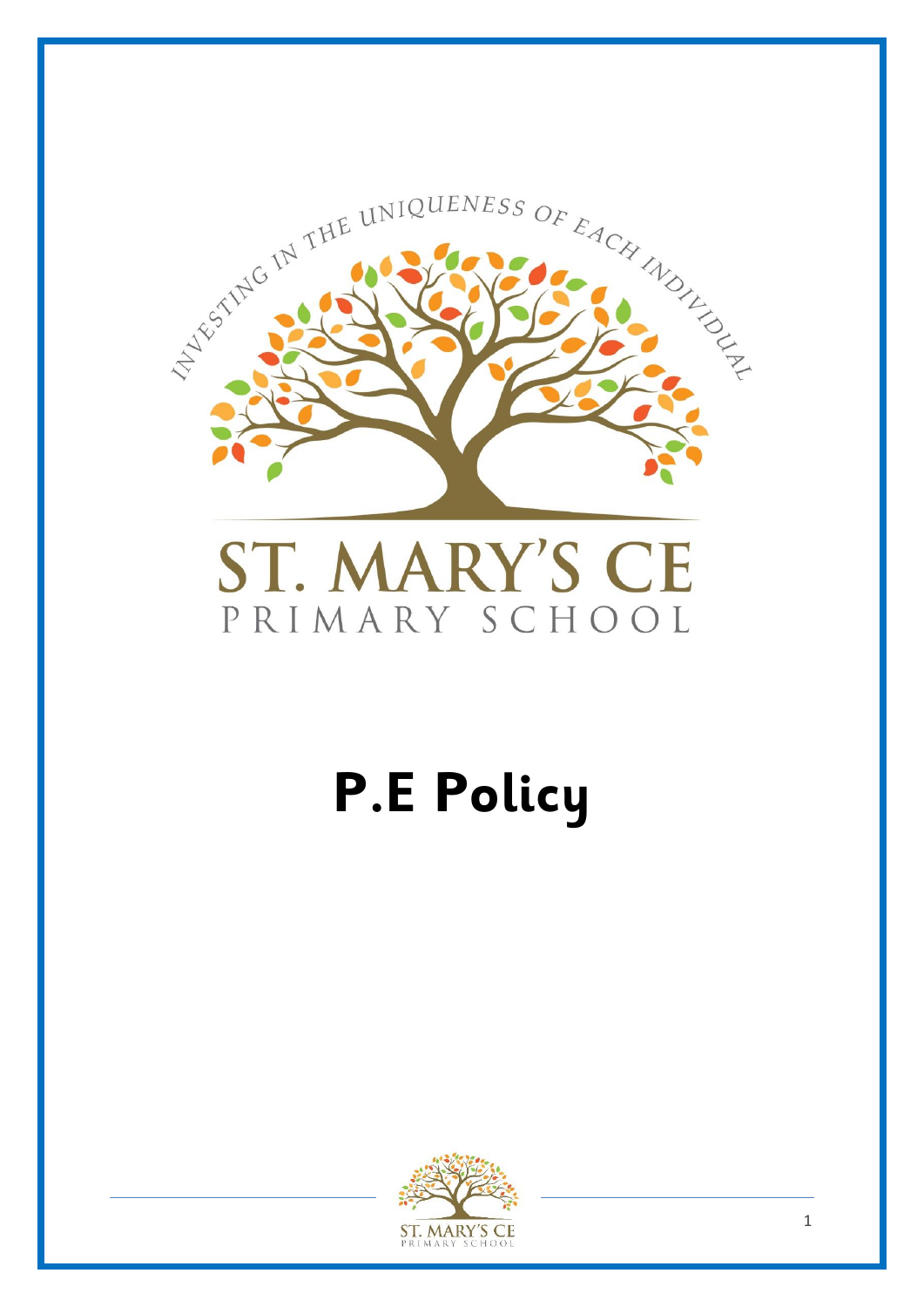INVESTING IN THE UNIQUENESS OF EACH INDIVIDUAL

ST. MARY'S CE
PRIMARY SCHOOL

# P.E Policy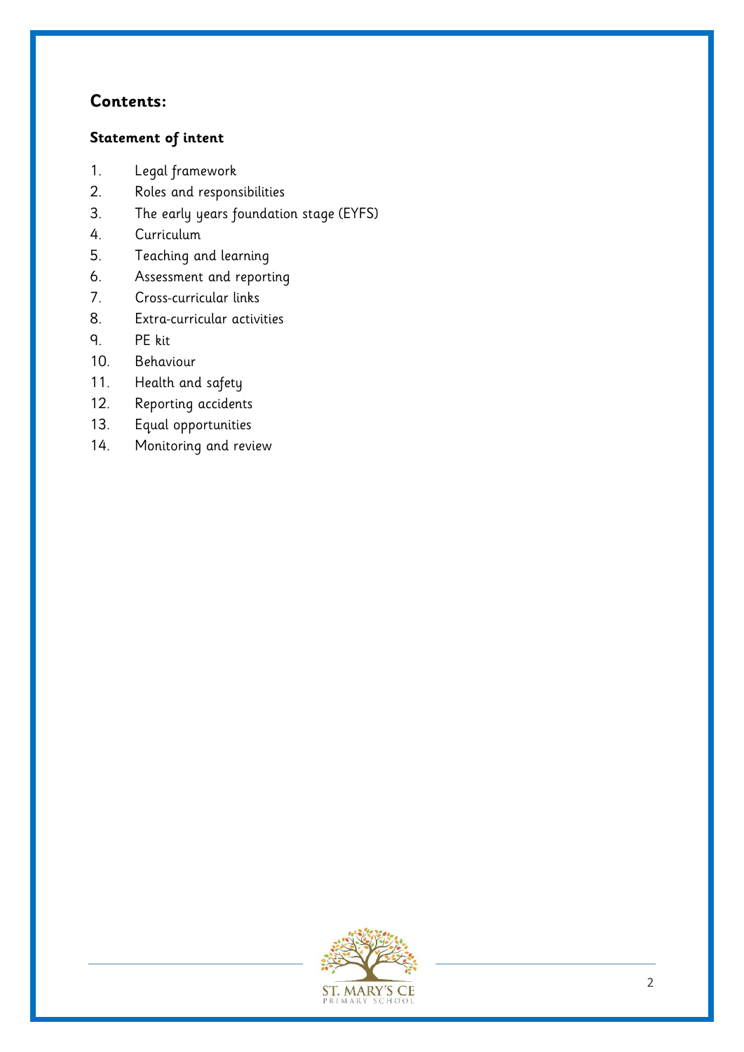## Contents:

**Statement of intent**

1. Legal framework
2. Roles and responsibilities
3. The early years foundation stage (EYFS)
4. Curriculum
5. Teaching and learning
6. Assessment and reporting
7. Cross-curricular links
8. Extra-curricular activities
9. PE kit
10. Behaviour
11. Health and safety
12. Reporting accidents
13. Equal opportunities
14. Monitoring and review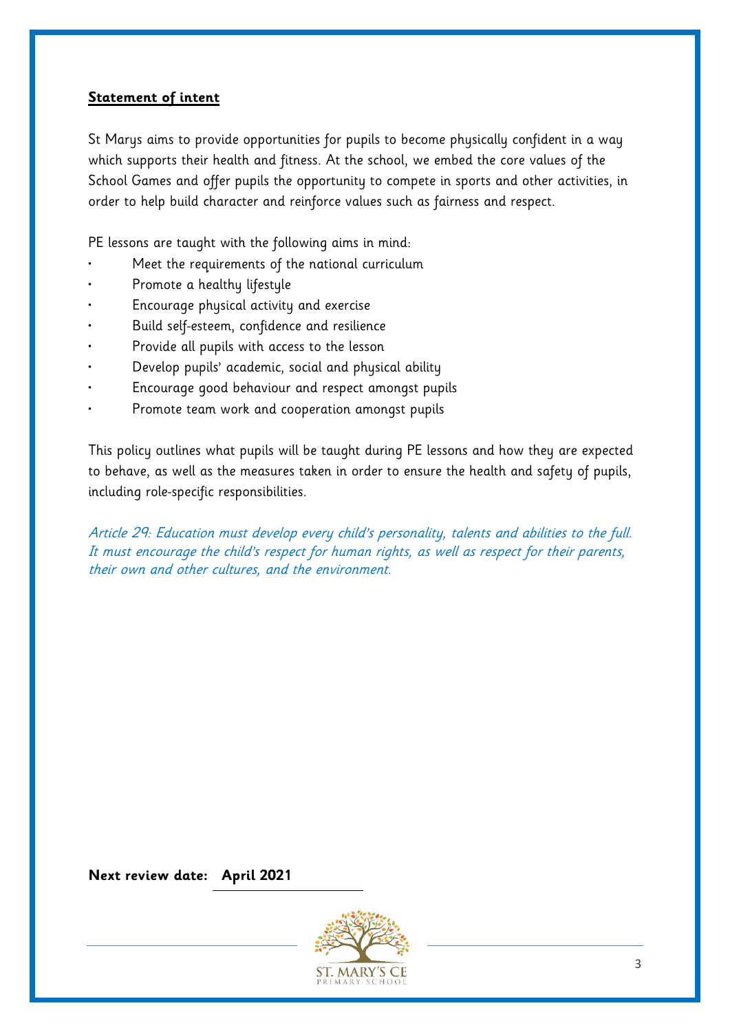## Statement of intent

St Marys aims to provide opportunities for pupils to become physically confident in a way which supports their health and fitness. At the school, we embed the core values of the School Games and offer pupils the opportunity to compete in sports and other activities, in order to help build character and reinforce values such as fairness and respect.

PE lessons are taught with the following aims in mind:

- Meet the requirements of the national curriculum
- Promote a healthy lifestyle
- Encourage physical activity and exercise
- Build self-esteem, confidence and resilience
- Provide all pupils with access to the lesson
- Develop pupils' academic, social and physical ability
- Encourage good behaviour and respect amongst pupils
- Promote team work and cooperation amongst pupils

This policy outlines what pupils will be taught during PE lessons and how they are expected to behave, as well as the measures taken in order to ensure the health and safety of pupils, including role-specific responsibilities.

*Article 29: Education must develop every child's personality, talents and abilities to the full. It must encourage the child's respect for human rights, as well as respect for their parents, their own and other cultures, and the environment.*

**Next review date: April 2021**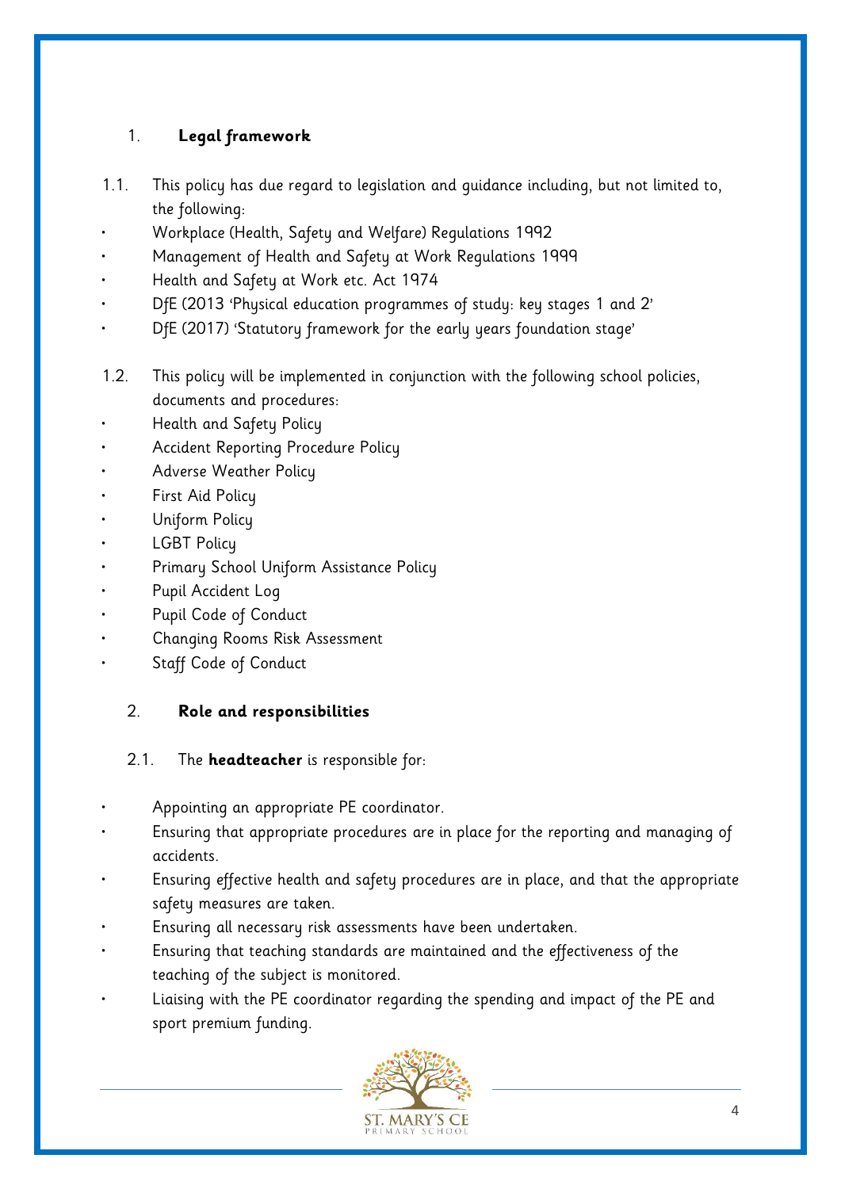## 1. Legal framework

1.1. This policy has due regard to legislation and guidance including, but not limited to, the following:

- Workplace (Health, Safety and Welfare) Regulations 1992
- Management of Health and Safety at Work Regulations 1999
- Health and Safety at Work etc. Act 1974
- DfE (2013 'Physical education programmes of study: key stages 1 and 2'
- DfE (2017) 'Statutory framework for the early years foundation stage'

1.2. This policy will be implemented in conjunction with the following school policies, documents and procedures:

- Health and Safety Policy
- Accident Reporting Procedure Policy
- Adverse Weather Policy
- First Aid Policy
- Uniform Policy
- LGBT Policy
- Primary School Uniform Assistance Policy
- Pupil Accident Log
- Pupil Code of Conduct
- Changing Rooms Risk Assessment
- Staff Code of Conduct

## 2. Role and responsibilities

2.1. The **headteacher** is responsible for:

- Appointing an appropriate PE coordinator.
- Ensuring that appropriate procedures are in place for the reporting and managing of accidents.
- Ensuring effective health and safety procedures are in place, and that the appropriate safety measures are taken.
- Ensuring all necessary risk assessments have been undertaken.
- Ensuring that teaching standards are maintained and the effectiveness of the teaching of the subject is monitored.
- Liaising with the PE coordinator regarding the spending and impact of the PE and sport premium funding.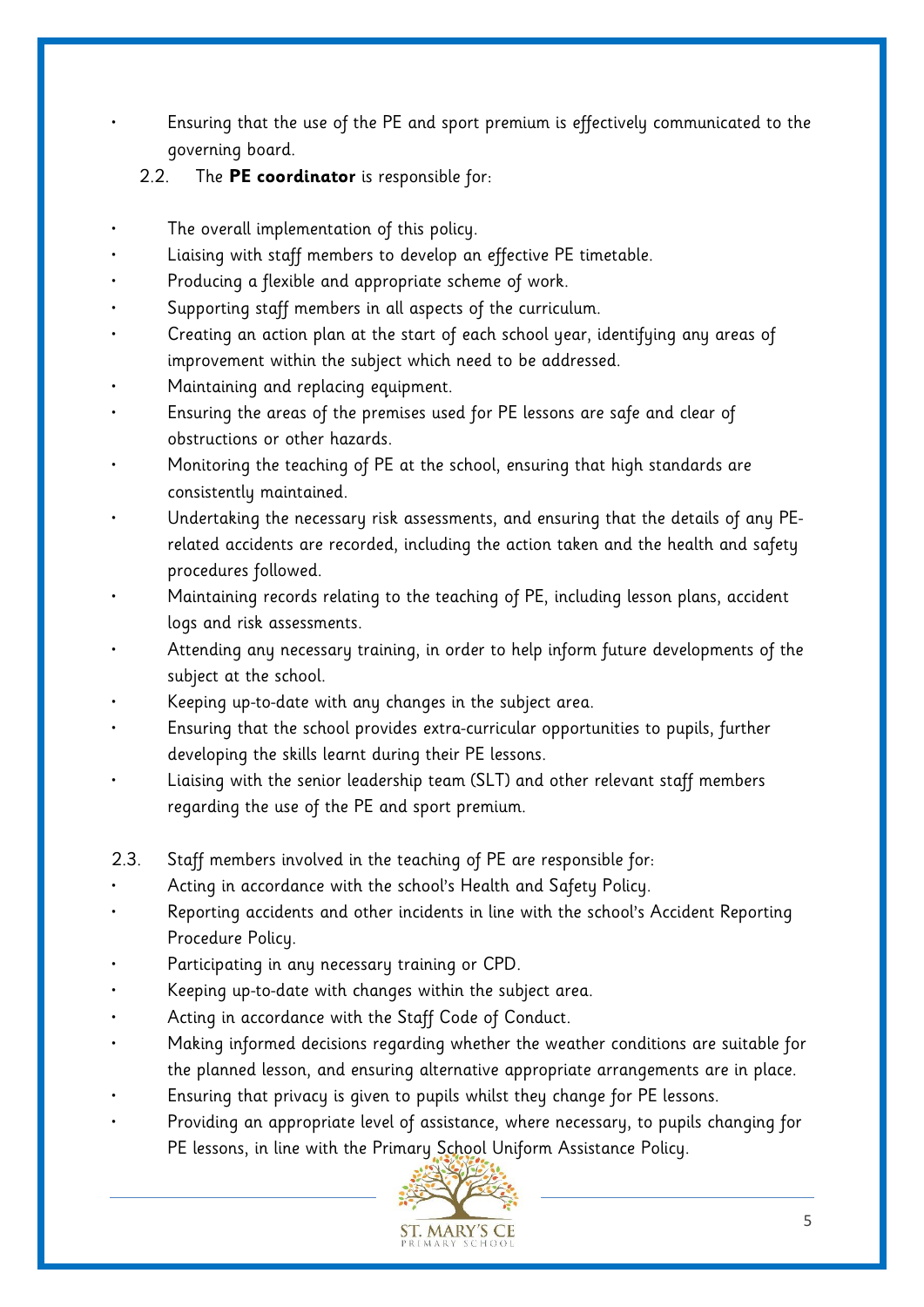- Ensuring that the use of the PE and sport premium is effectively communicated to the governing board.

2.2. The **PE coordinator** is responsible for:

- The overall implementation of this policy.
- Liaising with staff members to develop an effective PE timetable.
- Producing a flexible and appropriate scheme of work.
- Supporting staff members in all aspects of the curriculum.
- Creating an action plan at the start of each school year, identifying any areas of improvement within the subject which need to be addressed.
- Maintaining and replacing equipment.
- Ensuring the areas of the premises used for PE lessons are safe and clear of obstructions or other hazards.
- Monitoring the teaching of PE at the school, ensuring that high standards are consistently maintained.
- Undertaking the necessary risk assessments, and ensuring that the details of any PE-related accidents are recorded, including the action taken and the health and safety procedures followed.
- Maintaining records relating to the teaching of PE, including lesson plans, accident logs and risk assessments.
- Attending any necessary training, in order to help inform future developments of the subject at the school.
- Keeping up-to-date with any changes in the subject area.
- Ensuring that the school provides extra-curricular opportunities to pupils, further developing the skills learnt during their PE lessons.
- Liaising with the senior leadership team (SLT) and other relevant staff members regarding the use of the PE and sport premium.

2.3. Staff members involved in the teaching of PE are responsible for:

- Acting in accordance with the school's Health and Safety Policy.
- Reporting accidents and other incidents in line with the school's Accident Reporting Procedure Policy.
- Participating in any necessary training or CPD.
- Keeping up-to-date with changes within the subject area.
- Acting in accordance with the Staff Code of Conduct.
- Making informed decisions regarding whether the weather conditions are suitable for the planned lesson, and ensuring alternative appropriate arrangements are in place.
- Ensuring that privacy is given to pupils whilst they change for PE lessons.
- Providing an appropriate level of assistance, where necessary, to pupils changing for PE lessons, in line with the Primary School Uniform Assistance Policy.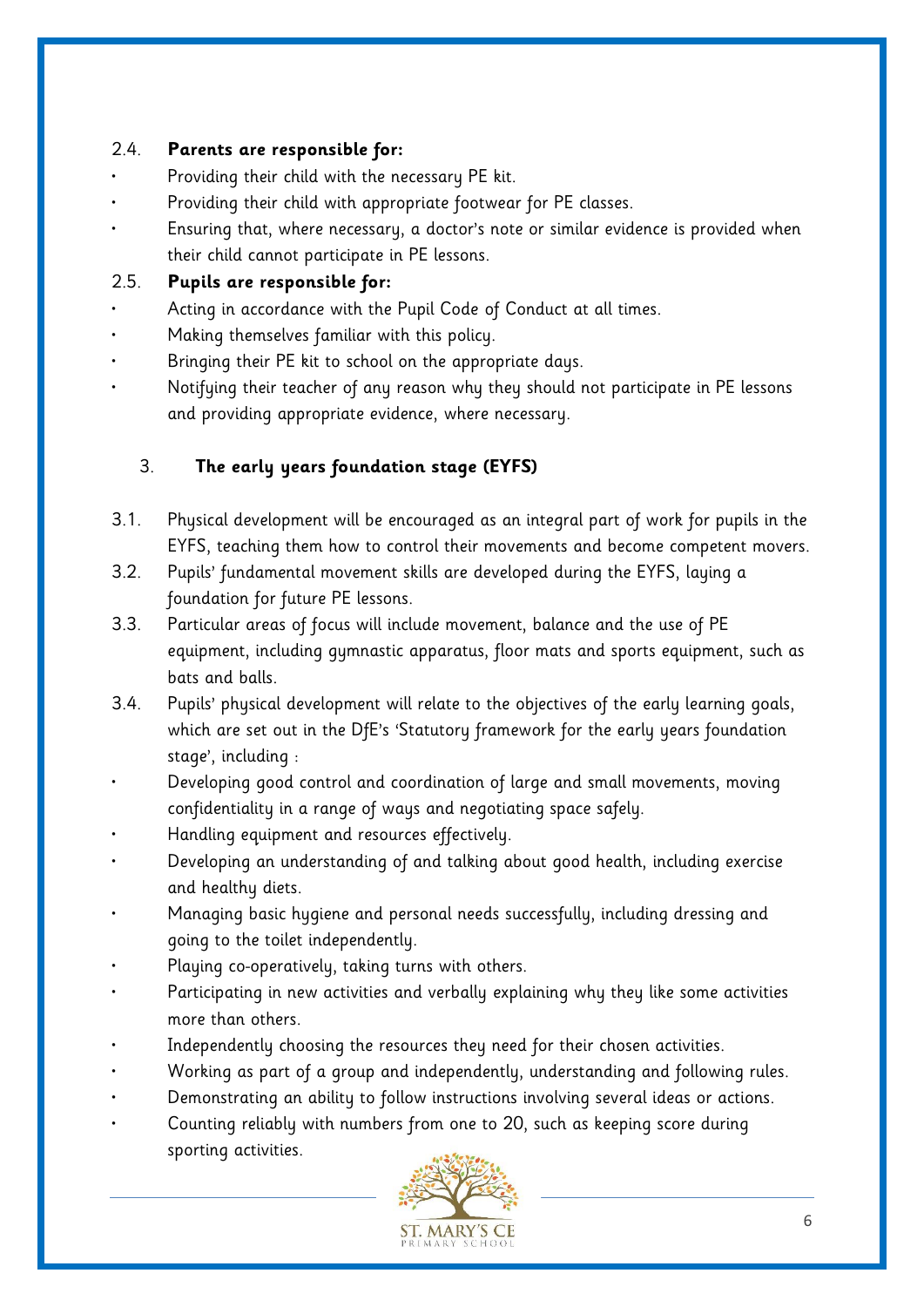2.4. **Parents are responsible for:**

- Providing their child with the necessary PE kit.
- Providing their child with appropriate footwear for PE classes.
- Ensuring that, where necessary, a doctor's note or similar evidence is provided when their child cannot participate in PE lessons.

2.5. **Pupils are responsible for:**

- Acting in accordance with the Pupil Code of Conduct at all times.
- Making themselves familiar with this policy.
- Bringing their PE kit to school on the appropriate days.
- Notifying their teacher of any reason why they should not participate in PE lessons and providing appropriate evidence, where necessary.

## 3. The early years foundation stage (EYFS)

3.1. Physical development will be encouraged as an integral part of work for pupils in the EYFS, teaching them how to control their movements and become competent movers.

3.2. Pupils' fundamental movement skills are developed during the EYFS, laying a foundation for future PE lessons.

3.3. Particular areas of focus will include movement, balance and the use of PE equipment, including gymnastic apparatus, floor mats and sports equipment, such as bats and balls.

3.4. Pupils' physical development will relate to the objectives of the early learning goals, which are set out in the DfE's 'Statutory framework for the early years foundation stage', including :

- Developing good control and coordination of large and small movements, moving confidentiality in a range of ways and negotiating space safely.
- Handling equipment and resources effectively.
- Developing an understanding of and talking about good health, including exercise and healthy diets.
- Managing basic hygiene and personal needs successfully, including dressing and going to the toilet independently.
- Playing co-operatively, taking turns with others.
- Participating in new activities and verbally explaining why they like some activities more than others.
- Independently choosing the resources they need for their chosen activities.
- Working as part of a group and independently, understanding and following rules.
- Demonstrating an ability to follow instructions involving several ideas or actions.
- Counting reliably with numbers from one to 20, such as keeping score during sporting activities.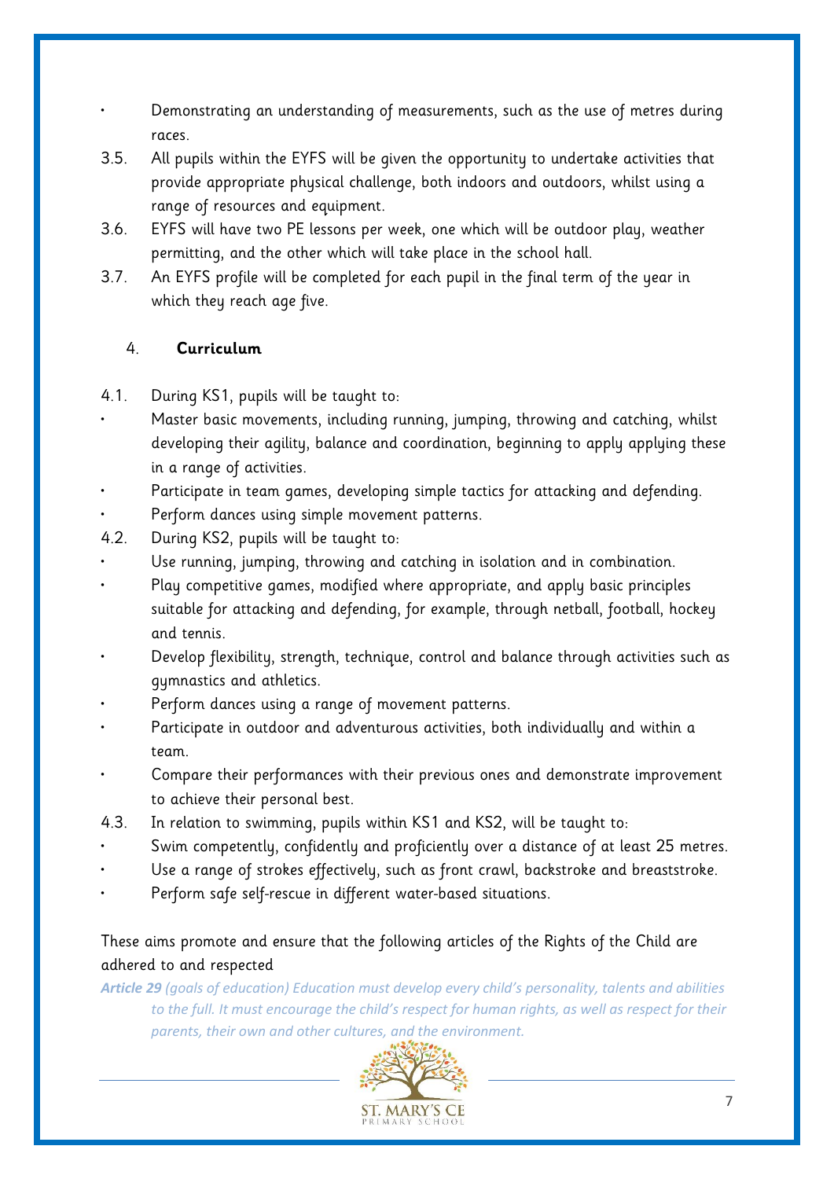- Demonstrating an understanding of measurements, such as the use of metres during races.

3.5. All pupils within the EYFS will be given the opportunity to undertake activities that provide appropriate physical challenge, both indoors and outdoors, whilst using a range of resources and equipment.

3.6. EYFS will have two PE lessons per week, one which will be outdoor play, weather permitting, and the other which will take place in the school hall.

3.7. An EYFS profile will be completed for each pupil in the final term of the year in which they reach age five.

## 4. Curriculum

4.1. During KS1, pupils will be taught to:

- Master basic movements, including running, jumping, throwing and catching, whilst developing their agility, balance and coordination, beginning to apply applying these in a range of activities.
- Participate in team games, developing simple tactics for attacking and defending.
- Perform dances using simple movement patterns.

4.2. During KS2, pupils will be taught to:

- Use running, jumping, throwing and catching in isolation and in combination.
- Play competitive games, modified where appropriate, and apply basic principles suitable for attacking and defending, for example, through netball, football, hockey and tennis.
- Develop flexibility, strength, technique, control and balance through activities such as gymnastics and athletics.
- Perform dances using a range of movement patterns.
- Participate in outdoor and adventurous activities, both individually and within a team.
- Compare their performances with their previous ones and demonstrate improvement to achieve their personal best.

4.3. In relation to swimming, pupils within KS1 and KS2, will be taught to:

- Swim competently, confidently and proficiently over a distance of at least 25 metres.
- Use a range of strokes effectively, such as front crawl, backstroke and breaststroke.
- Perform safe self-rescue in different water-based situations.

These aims promote and ensure that the following articles of the Rights of the Child are adhered to and respected

***Article 29*** *(goals of education) Education must develop every child's personality, talents and abilities to the full. It must encourage the child's respect for human rights, as well as respect for their parents, their own and other cultures, and the environment.*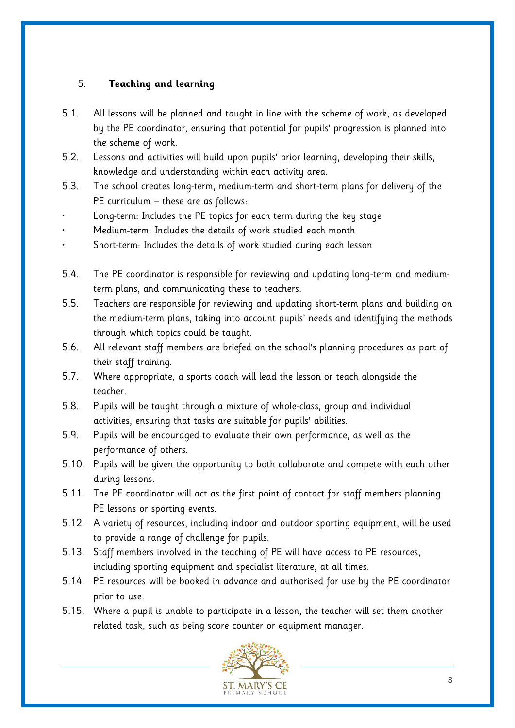## 5. Teaching and learning

5.1. All lessons will be planned and taught in line with the scheme of work, as developed by the PE coordinator, ensuring that potential for pupils' progression is planned into the scheme of work.

5.2. Lessons and activities will build upon pupils' prior learning, developing their skills, knowledge and understanding within each activity area.

5.3. The school creates long-term, medium-term and short-term plans for delivery of the PE curriculum – these are as follows:

- Long-term: Includes the PE topics for each term during the key stage
- Medium-term: Includes the details of work studied each month
- Short-term: Includes the details of work studied during each lesson

5.4. The PE coordinator is responsible for reviewing and updating long-term and medium-term plans, and communicating these to teachers.

5.5. Teachers are responsible for reviewing and updating short-term plans and building on the medium-term plans, taking into account pupils' needs and identifying the methods through which topics could be taught.

5.6. All relevant staff members are briefed on the school's planning procedures as part of their staff training.

5.7. Where appropriate, a sports coach will lead the lesson or teach alongside the teacher.

5.8. Pupils will be taught through a mixture of whole-class, group and individual activities, ensuring that tasks are suitable for pupils' abilities.

5.9. Pupils will be encouraged to evaluate their own performance, as well as the performance of others.

5.10. Pupils will be given the opportunity to both collaborate and compete with each other during lessons.

5.11. The PE coordinator will act as the first point of contact for staff members planning PE lessons or sporting events.

5.12. A variety of resources, including indoor and outdoor sporting equipment, will be used to provide a range of challenge for pupils.

5.13. Staff members involved in the teaching of PE will have access to PE resources, including sporting equipment and specialist literature, at all times.

5.14. PE resources will be booked in advance and authorised for use by the PE coordinator prior to use.

5.15. Where a pupil is unable to participate in a lesson, the teacher will set them another related task, such as being score counter or equipment manager.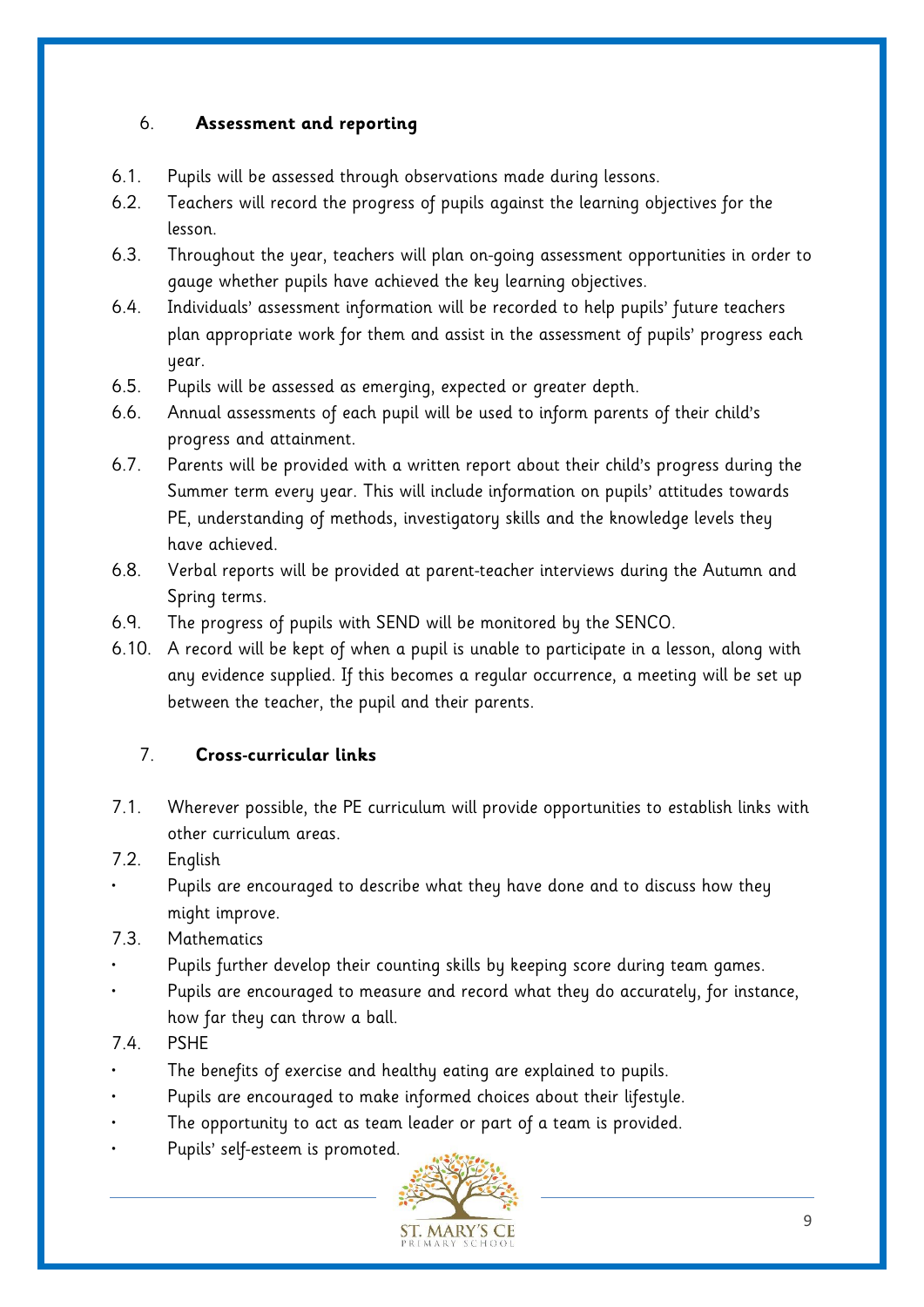## 6. Assessment and reporting

6.1. Pupils will be assessed through observations made during lessons.

6.2. Teachers will record the progress of pupils against the learning objectives for the lesson.

6.3. Throughout the year, teachers will plan on-going assessment opportunities in order to gauge whether pupils have achieved the key learning objectives.

6.4. Individuals' assessment information will be recorded to help pupils' future teachers plan appropriate work for them and assist in the assessment of pupils' progress each year.

6.5. Pupils will be assessed as emerging, expected or greater depth.

6.6. Annual assessments of each pupil will be used to inform parents of their child's progress and attainment.

6.7. Parents will be provided with a written report about their child's progress during the Summer term every year. This will include information on pupils' attitudes towards PE, understanding of methods, investigatory skills and the knowledge levels they have achieved.

6.8. Verbal reports will be provided at parent-teacher interviews during the Autumn and Spring terms.

6.9. The progress of pupils with SEND will be monitored by the SENCO.

6.10. A record will be kept of when a pupil is unable to participate in a lesson, along with any evidence supplied. If this becomes a regular occurrence, a meeting will be set up between the teacher, the pupil and their parents.

## 7. Cross-curricular links

7.1. Wherever possible, the PE curriculum will provide opportunities to establish links with other curriculum areas.

7.2. English

- Pupils are encouraged to describe what they have done and to discuss how they might improve.

7.3. Mathematics

- Pupils further develop their counting skills by keeping score during team games.
- Pupils are encouraged to measure and record what they do accurately, for instance, how far they can throw a ball.

7.4. PSHE

- The benefits of exercise and healthy eating are explained to pupils.
- Pupils are encouraged to make informed choices about their lifestyle.
- The opportunity to act as team leader or part of a team is provided.
- Pupils' self-esteem is promoted.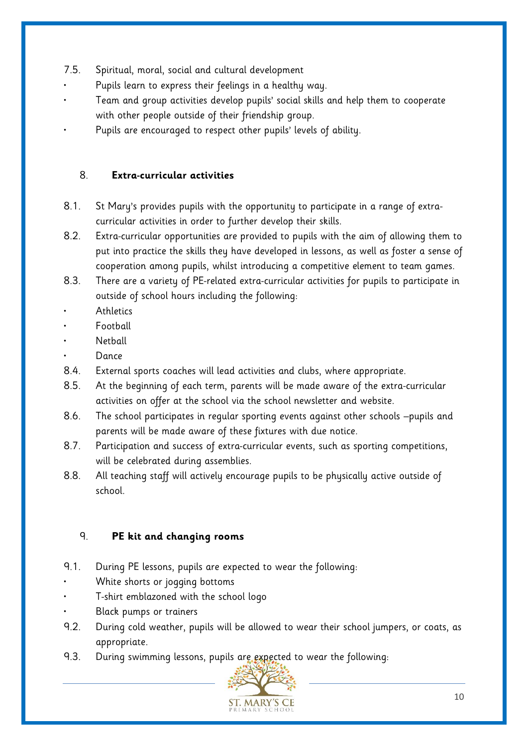7.5. Spiritual, moral, social and cultural development

- Pupils learn to express their feelings in a healthy way.
- Team and group activities develop pupils' social skills and help them to cooperate with other people outside of their friendship group.
- Pupils are encouraged to respect other pupils' levels of ability.

## 8. Extra-curricular activities

8.1. St Mary's provides pupils with the opportunity to participate in a range of extra-curricular activities in order to further develop their skills.

8.2. Extra-curricular opportunities are provided to pupils with the aim of allowing them to put into practice the skills they have developed in lessons, as well as foster a sense of cooperation among pupils, whilst introducing a competitive element to team games.

8.3. There are a variety of PE-related extra-curricular activities for pupils to participate in outside of school hours including the following:

- Athletics
- Football
- Netball
- Dance

8.4. External sports coaches will lead activities and clubs, where appropriate.

8.5. At the beginning of each term, parents will be made aware of the extra-curricular activities on offer at the school via the school newsletter and website.

8.6. The school participates in regular sporting events against other schools –pupils and parents will be made aware of these fixtures with due notice.

8.7. Participation and success of extra-curricular events, such as sporting competitions, will be celebrated during assemblies.

8.8. All teaching staff will actively encourage pupils to be physically active outside of school.

## 9. PE kit and changing rooms

9.1. During PE lessons, pupils are expected to wear the following:

- White shorts or jogging bottoms
- T-shirt emblazoned with the school logo
- Black pumps or trainers

9.2. During cold weather, pupils will be allowed to wear their school jumpers, or coats, as appropriate.

9.3. During swimming lessons, pupils are expected to wear the following: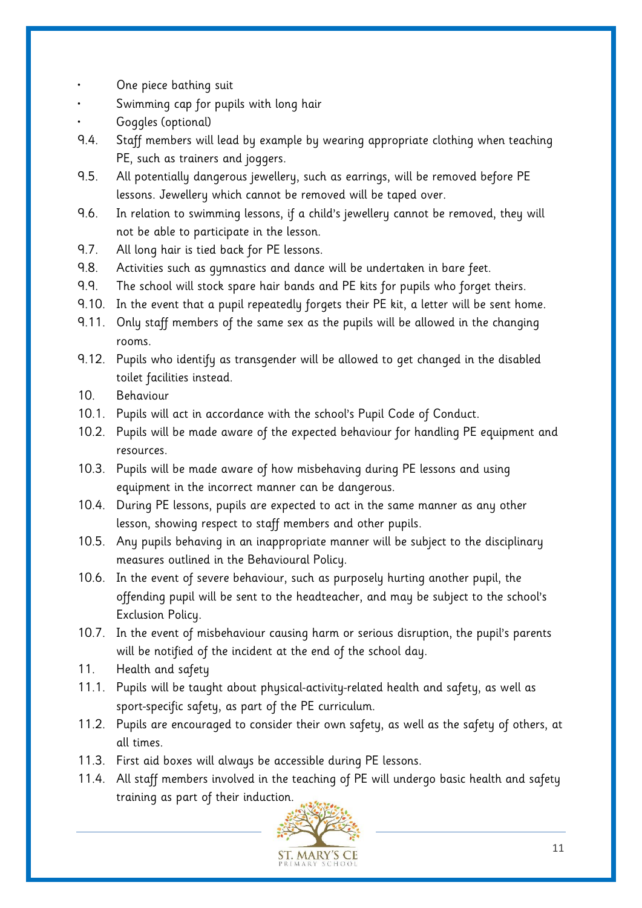- One piece bathing suit
- Swimming cap for pupils with long hair
- Goggles (optional)

9.4. Staff members will lead by example by wearing appropriate clothing when teaching PE, such as trainers and joggers.

9.5. All potentially dangerous jewellery, such as earrings, will be removed before PE lessons. Jewellery which cannot be removed will be taped over.

9.6. In relation to swimming lessons, if a child's jewellery cannot be removed, they will not be able to participate in the lesson.

9.7. All long hair is tied back for PE lessons.

9.8. Activities such as gymnastics and dance will be undertaken in bare feet.

9.9. The school will stock spare hair bands and PE kits for pupils who forget theirs.

9.10. In the event that a pupil repeatedly forgets their PE kit, a letter will be sent home.

9.11. Only staff members of the same sex as the pupils will be allowed in the changing rooms.

9.12. Pupils who identify as transgender will be allowed to get changed in the disabled toilet facilities instead.

## 10. Behaviour

10.1. Pupils will act in accordance with the school's Pupil Code of Conduct.

10.2. Pupils will be made aware of the expected behaviour for handling PE equipment and resources.

10.3. Pupils will be made aware of how misbehaving during PE lessons and using equipment in the incorrect manner can be dangerous.

10.4. During PE lessons, pupils are expected to act in the same manner as any other lesson, showing respect to staff members and other pupils.

10.5. Any pupils behaving in an inappropriate manner will be subject to the disciplinary measures outlined in the Behavioural Policy.

10.6. In the event of severe behaviour, such as purposely hurting another pupil, the offending pupil will be sent to the headteacher, and may be subject to the school's Exclusion Policy.

10.7. In the event of misbehaviour causing harm or serious disruption, the pupil's parents will be notified of the incident at the end of the school day.

## 11. Health and safety

11.1. Pupils will be taught about physical-activity-related health and safety, as well as sport-specific safety, as part of the PE curriculum.

11.2. Pupils are encouraged to consider their own safety, as well as the safety of others, at all times.

11.3. First aid boxes will always be accessible during PE lessons.

11.4. All staff members involved in the teaching of PE will undergo basic health and safety training as part of their induction.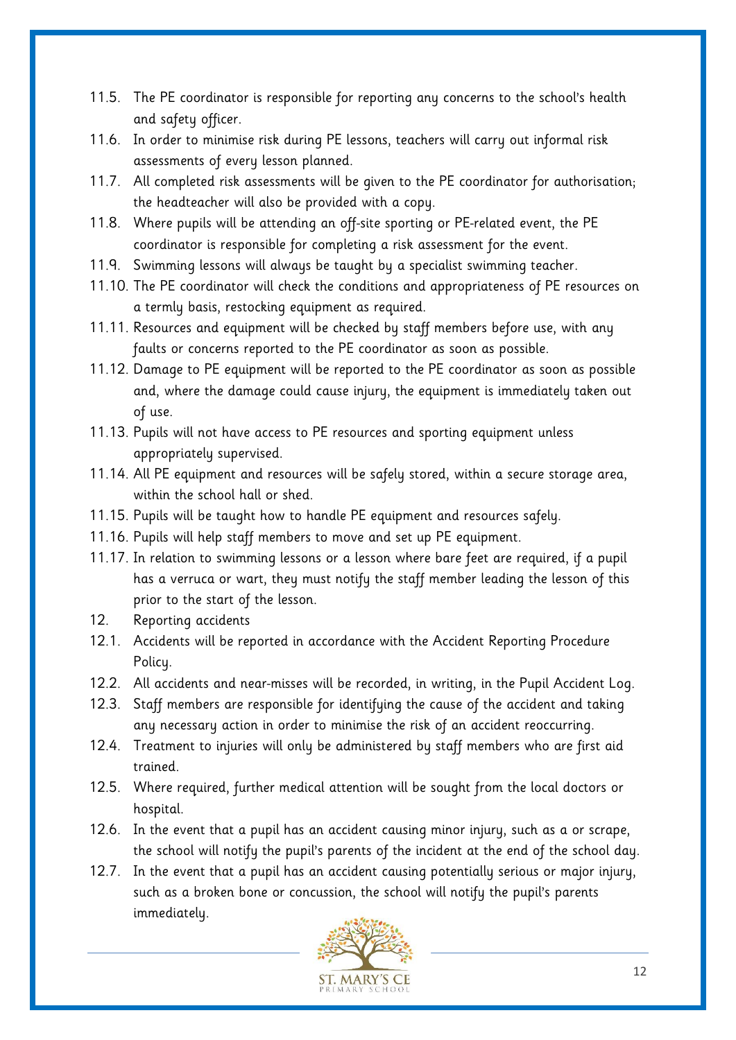11.5. The PE coordinator is responsible for reporting any concerns to the school's health and safety officer.

11.6. In order to minimise risk during PE lessons, teachers will carry out informal risk assessments of every lesson planned.

11.7. All completed risk assessments will be given to the PE coordinator for authorisation; the headteacher will also be provided with a copy.

11.8. Where pupils will be attending an off-site sporting or PE-related event, the PE coordinator is responsible for completing a risk assessment for the event.

11.9. Swimming lessons will always be taught by a specialist swimming teacher.

11.10. The PE coordinator will check the conditions and appropriateness of PE resources on a termly basis, restocking equipment as required.

11.11. Resources and equipment will be checked by staff members before use, with any faults or concerns reported to the PE coordinator as soon as possible.

11.12. Damage to PE equipment will be reported to the PE coordinator as soon as possible and, where the damage could cause injury, the equipment is immediately taken out of use.

11.13. Pupils will not have access to PE resources and sporting equipment unless appropriately supervised.

11.14. All PE equipment and resources will be safely stored, within a secure storage area, within the school hall or shed.

11.15. Pupils will be taught how to handle PE equipment and resources safely.

11.16. Pupils will help staff members to move and set up PE equipment.

11.17. In relation to swimming lessons or a lesson where bare feet are required, if a pupil has a verruca or wart, they must notify the staff member leading the lesson of this prior to the start of the lesson.

## 12. Reporting accidents

12.1. Accidents will be reported in accordance with the Accident Reporting Procedure Policy.

12.2. All accidents and near-misses will be recorded, in writing, in the Pupil Accident Log.

12.3. Staff members are responsible for identifying the cause of the accident and taking any necessary action in order to minimise the risk of an accident reoccurring.

12.4. Treatment to injuries will only be administered by staff members who are first aid trained.

12.5. Where required, further medical attention will be sought from the local doctors or hospital.

12.6. In the event that a pupil has an accident causing minor injury, such as a or scrape, the school will notify the pupil's parents of the incident at the end of the school day.

12.7. In the event that a pupil has an accident causing potentially serious or major injury, such as a broken bone or concussion, the school will notify the pupil's parents immediately.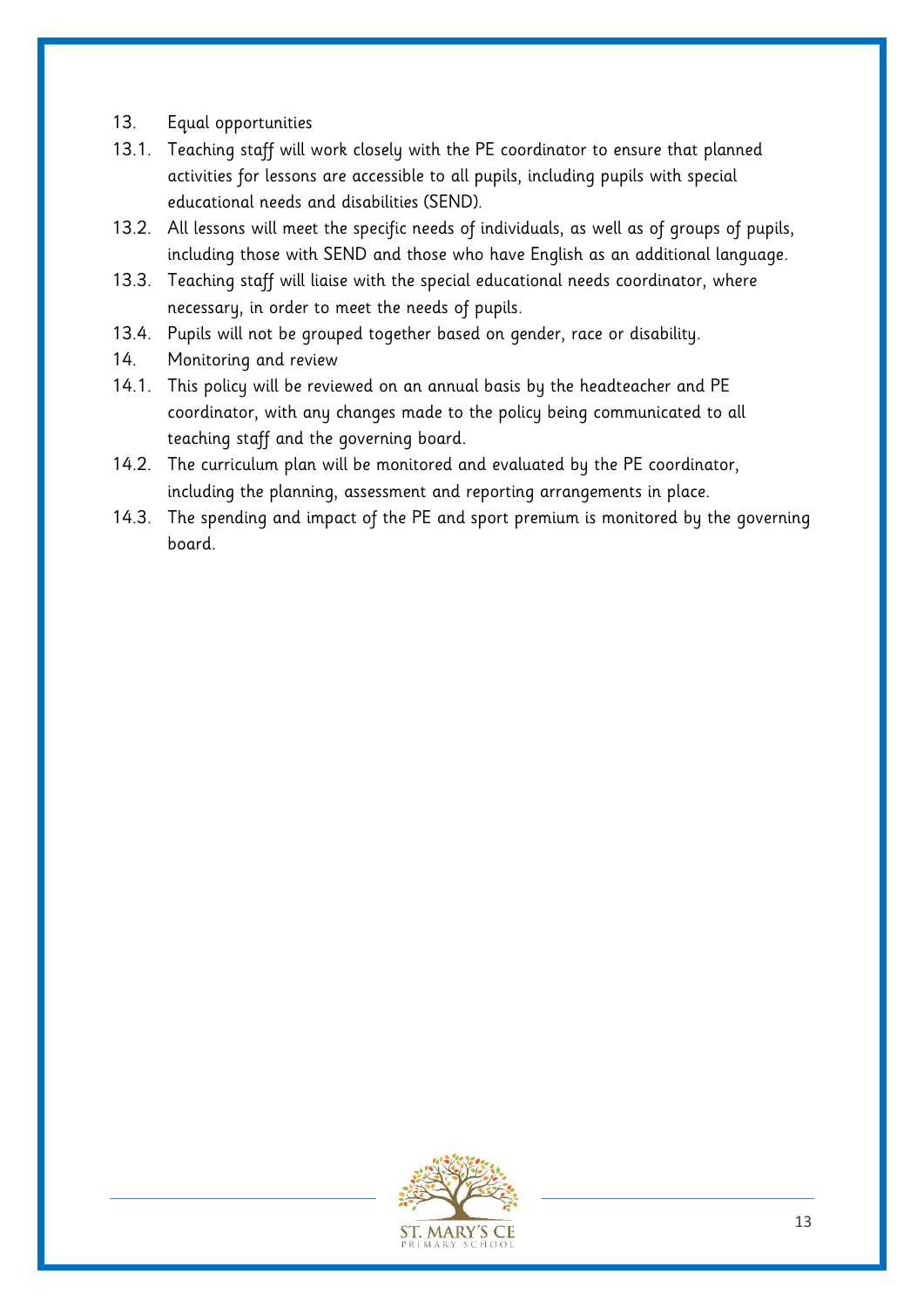13. Equal opportunities

13.1. Teaching staff will work closely with the PE coordinator to ensure that planned activities for lessons are accessible to all pupils, including pupils with special educational needs and disabilities (SEND).

13.2. All lessons will meet the specific needs of individuals, as well as of groups of pupils, including those with SEND and those who have English as an additional language.

13.3. Teaching staff will liaise with the special educational needs coordinator, where necessary, in order to meet the needs of pupils.

13.4. Pupils will not be grouped together based on gender, race or disability.

14. Monitoring and review

14.1. This policy will be reviewed on an annual basis by the headteacher and PE coordinator, with any changes made to the policy being communicated to all teaching staff and the governing board.

14.2. The curriculum plan will be monitored and evaluated by the PE coordinator, including the planning, assessment and reporting arrangements in place.

14.3. The spending and impact of the PE and sport premium is monitored by the governing board.